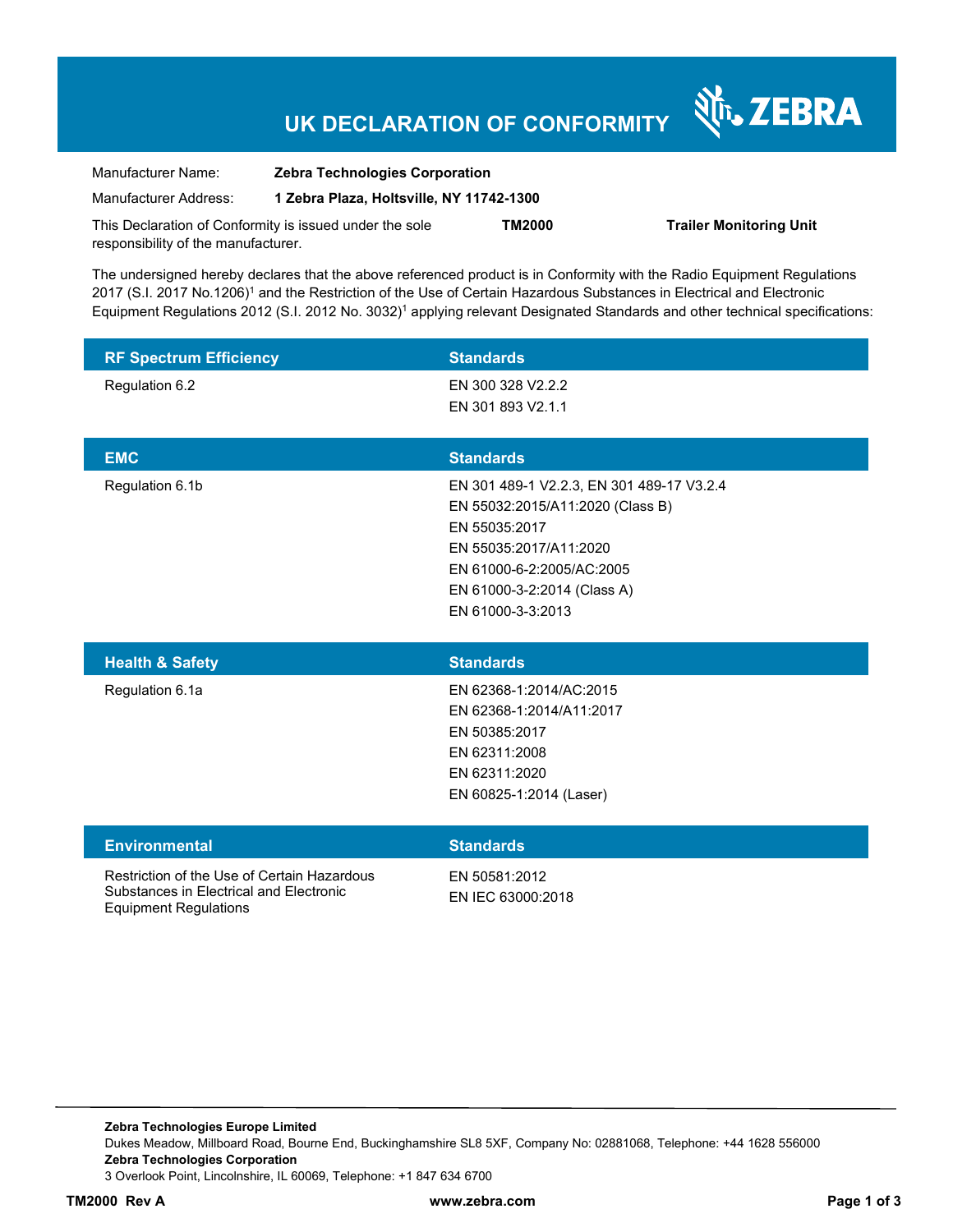# UK DECLARATION OF CONFORMITY

ZEBRA

| | |
|---|---|
| Manufacturer Name: | **Zebra Technologies Corporation** |
| Manufacturer Address: | **1 Zebra Plaza, Holtsville, NY 11742-1300** |

This Declaration of Conformity is issued under the sole responsibility of the manufacturer. **TM2000** **Trailer Monitoring Unit**

The undersigned hereby declares that the above referenced product is in Conformity with the Radio Equipment Regulations 2017 (S.I. 2017 No.1206)[1] and the Restriction of the Use of Certain Hazardous Substances in Electrical and Electronic Equipment Regulations 2012 (S.I. 2012 No. 3032)[1] applying relevant Designated Standards and other technical specifications:

| RF Spectrum Efficiency | Standards |
|---|---|
| Regulation 6.2 | EN 300 328 V2.2.2<br>EN 301 893 V2.1.1 |

| EMC | Standards |
|---|---|
| Regulation 6.1b | EN 301 489-1 V2.2.3, EN 301 489-17 V3.2.4<br>EN 55032:2015/A11:2020 (Class B)<br>EN 55035:2017<br>EN 55035:2017/A11:2020<br>EN 61000-6-2:2005/AC:2005<br>EN 61000-3-2:2014 (Class A)<br>EN 61000-3-3:2013 |

| Health & Safety | Standards |
|---|---|
| Regulation 6.1a | EN 62368-1:2014/AC:2015<br>EN 62368-1:2014/A11:2017<br>EN 50385:2017<br>EN 62311:2008<br>EN 62311:2020<br>EN 60825-1:2014 (Laser) |

| Environmental | Standards |
|---|---|
| Restriction of the Use of Certain Hazardous Substances in Electrical and Electronic Equipment Regulations | EN 50581:2012<br>EN IEC 63000:2018 |

**Zebra Technologies Europe Limited**
Dukes Meadow, Millboard Road, Bourne End, Buckinghamshire SL8 5XF, Company No: 02881068, Telephone: +44 1628 556000
**Zebra Technologies Corporation**
3 Overlook Point, Lincolnshire, IL 60069, Telephone: +1 847 634 6700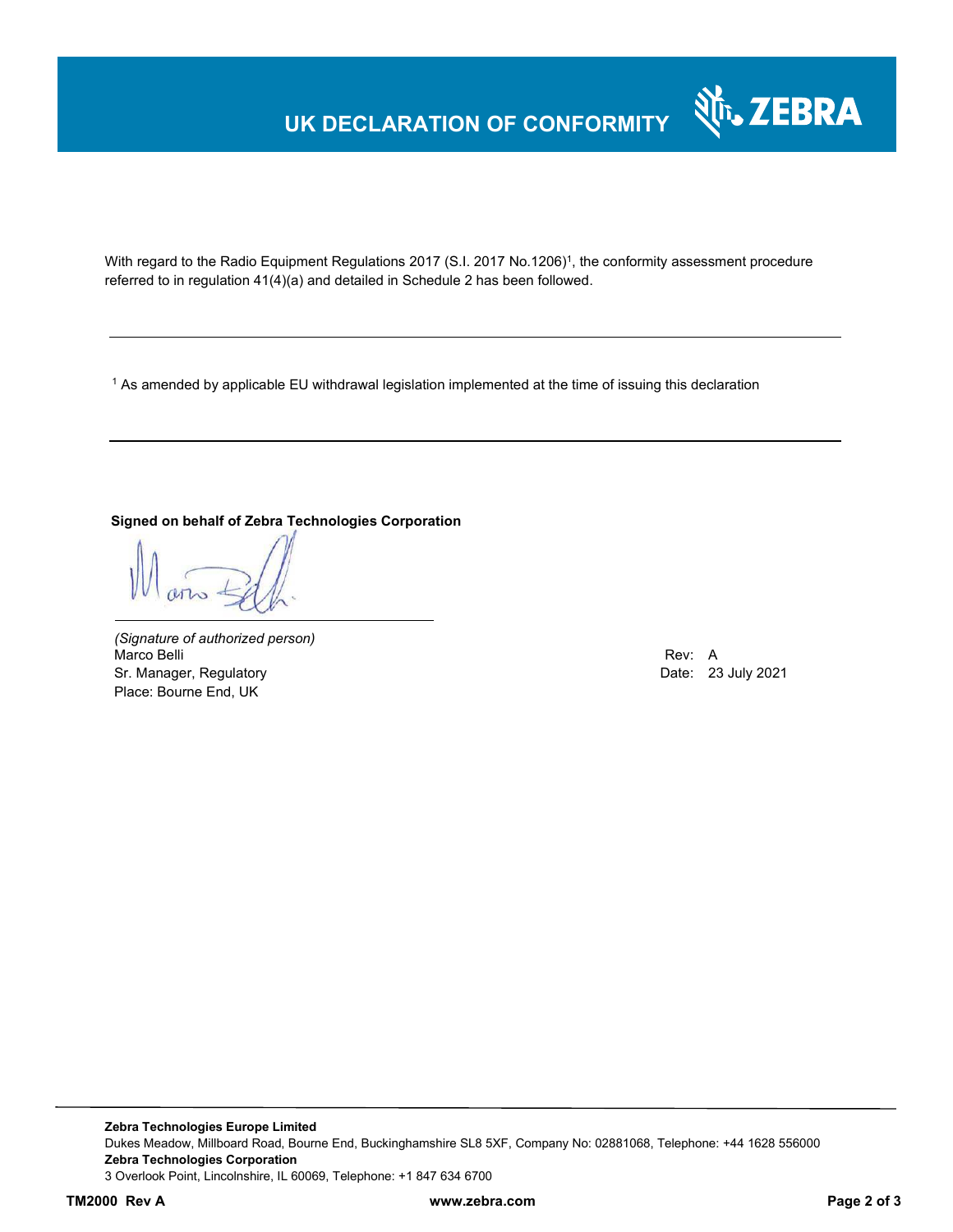# UK DECLARATION OF CONFORMITY

With regard to the Radio Equipment Regulations 2017 (S.I. 2017 No.1206)[1], the conformity assessment procedure referred to in regulation 41(4)(a) and detailed in Schedule 2 has been followed.

---

[1] As amended by applicable EU withdrawal legislation implemented at the time of issuing this declaration

---

**Signed on behalf of Zebra Technologies Corporation**

*(Signature of authorized person)*
Marco Belli
Sr. Manager, Regulatory
Place: Bourne End, UK

Rev: A
Date: 23 July 2021

---

**Zebra Technologies Europe Limited**
Dukes Meadow, Millboard Road, Bourne End, Buckinghamshire SL8 5XF, Company No: 02881068, Telephone: +44 1628 556000
**Zebra Technologies Corporation**
3 Overlook Point, Lincolnshire, IL 60069, Telephone: +1 847 634 6700

**TM2000 Rev A** **www.zebra.com**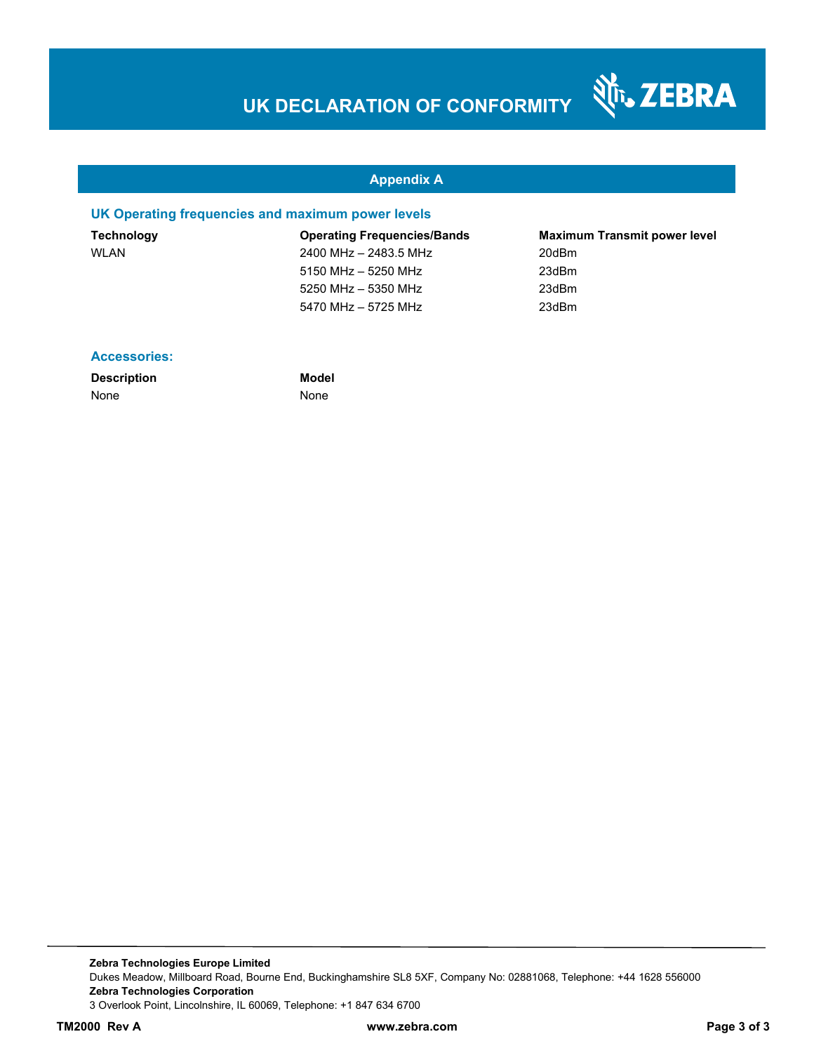# UK DECLARATION OF CONFORMITY

## Appendix A

### UK Operating frequencies and maximum power levels

| Technology | Operating Frequencies/Bands | Maximum Transmit power level |
|---|---|---|
| WLAN | 2400 MHz – 2483.5 MHz | 20dBm |
| | 5150 MHz – 5250 MHz | 23dBm |
| | 5250 MHz – 5350 MHz | 23dBm |
| | 5470 MHz – 5725 MHz | 23dBm |

### Accessories:

| Description | Model |
|---|---|
| None | None |

**Zebra Technologies Europe Limited**
Dukes Meadow, Millboard Road, Bourne End, Buckinghamshire SL8 5XF, Company No: 02881068, Telephone: +44 1628 556000
**Zebra Technologies Corporation**
3 Overlook Point, Lincolnshire, IL 60069, Telephone: +1 847 634 6700

**TM2000 Rev A** **www.zebra.com**